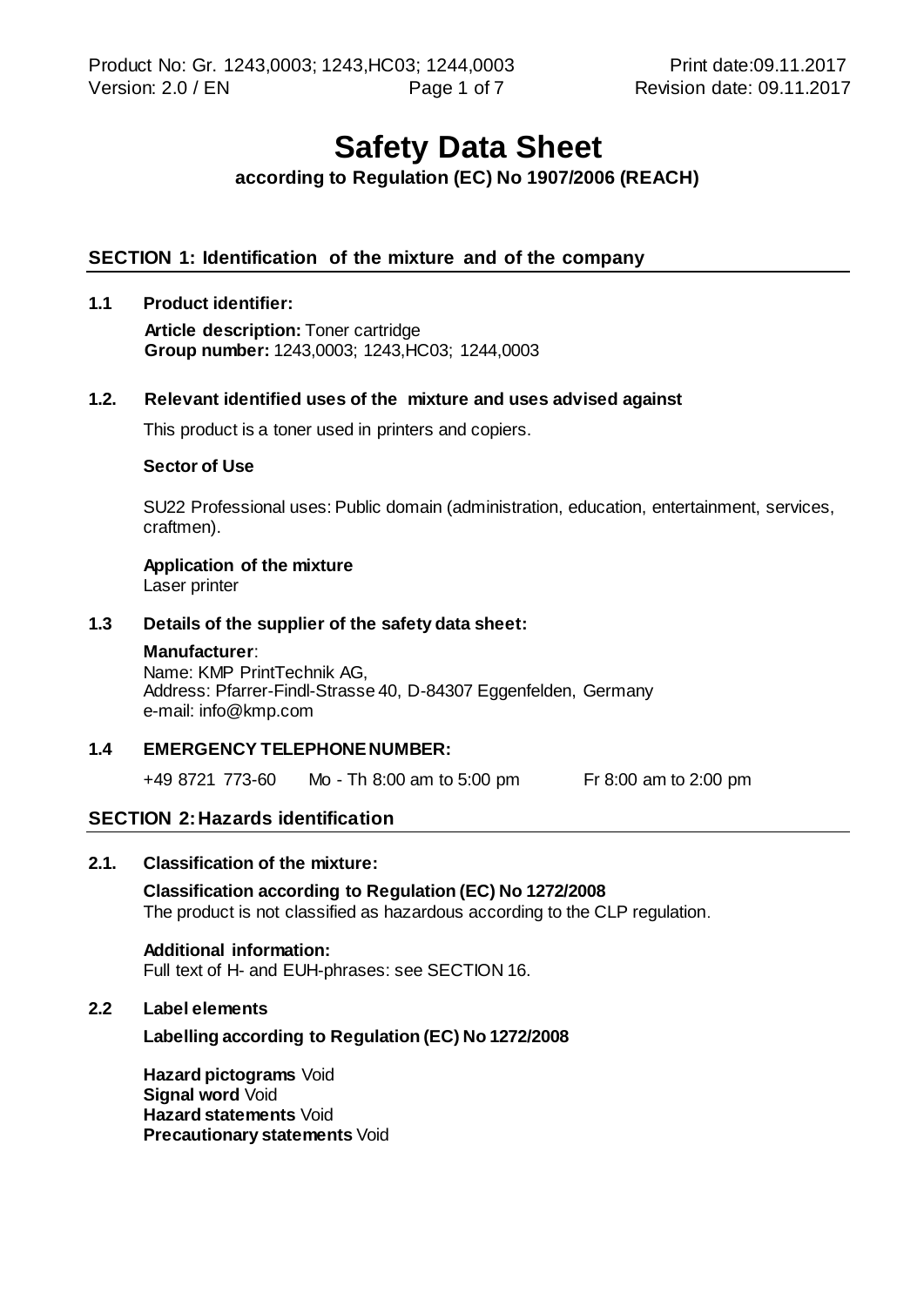# Safety Data Sheet

**according to Regulation (EC) No 1907/2006 (REACH)**

## SECTION 1: Identification of the mixture and of the company

### 1.1 Product identifier:

**Article description:** Toner cartridge
**Group number:** 1243,0003; 1243,HC03; 1244,0003

### 1.2. Relevant identified uses of the mixture and uses advised against

This product is a toner used in printers and copiers.

**Sector of Use**

SU22 Professional uses: Public domain (administration, education, entertainment, services, craftmen).

**Application of the mixture**
Laser printer

### 1.3 Details of the supplier of the safety data sheet:

**Manufacturer**:
Name: KMP PrintTechnik AG,
Address: Pfarrer-Findl-Strasse 40, D-84307 Eggenfelden, Germany
e-mail: info@kmp.com

### 1.4 EMERGENCY TELEPHONE NUMBER:

+49 8721 773-60 Mo - Th 8:00 am to 5:00 pm Fr 8:00 am to 2:00 pm

## SECTION 2: Hazards identification

### 2.1. Classification of the mixture:

**Classification according to Regulation (EC) No 1272/2008**
The product is not classified as hazardous according to the CLP regulation.

**Additional information:**
Full text of H- and EUH-phrases: see SECTION 16.

### 2.2 Label elements

**Labelling according to Regulation (EC) No 1272/2008**

**Hazard pictograms** Void
**Signal word** Void
**Hazard statements** Void
**Precautionary statements** Void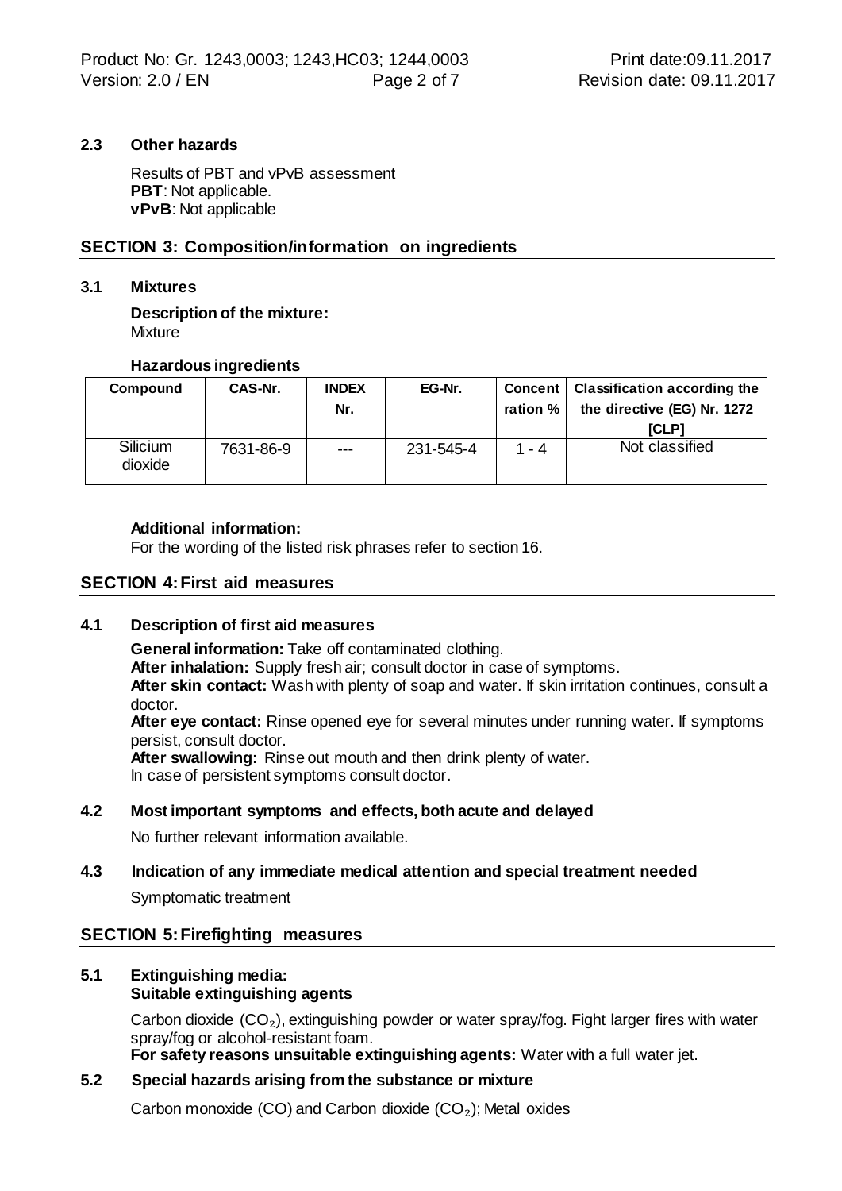### 2.3 Other hazards

Results of PBT and vPvB assessment
**PBT**: Not applicable.
**vPvB**: Not applicable

## SECTION 3: Composition/information on ingredients

### 3.1 Mixtures

**Description of the mixture:**
Mixture

**Hazardous ingredients**

| Compound | CAS-Nr. | INDEX Nr. | EG-Nr. | Concentration % | Classification according the the directive (EG) Nr. 1272 [CLP] |
|---|---|---|---|---|---|
| Silicium dioxide | 7631-86-9 | --- | 231-545-4 | 1 - 4 | Not classified |

**Additional information:**
For the wording of the listed risk phrases refer to section 16.

## SECTION 4: First aid measures

### 4.1 Description of first aid measures

**General information:** Take off contaminated clothing.
**After inhalation:** Supply fresh air; consult doctor in case of symptoms.
**After skin contact:** Wash with plenty of soap and water. If skin irritation continues, consult a doctor.
**After eye contact:** Rinse opened eye for several minutes under running water. If symptoms persist, consult doctor.
**After swallowing:** Rinse out mouth and then drink plenty of water.
In case of persistent symptoms consult doctor.

### 4.2 Most important symptoms and effects, both acute and delayed

No further relevant information available.

### 4.3 Indication of any immediate medical attention and special treatment needed

Symptomatic treatment

## SECTION 5: Firefighting measures

### 5.1 Extinguishing media:
**Suitable extinguishing agents**

Carbon dioxide ($CO_2$), extinguishing powder or water spray/fog. Fight larger fires with water spray/fog or alcohol-resistant foam.
**For safety reasons unsuitable extinguishing agents:** Water with a full water jet.

### 5.2 Special hazards arising from the substance or mixture

Carbon monoxide (CO) and Carbon dioxide ($CO_2$); Metal oxides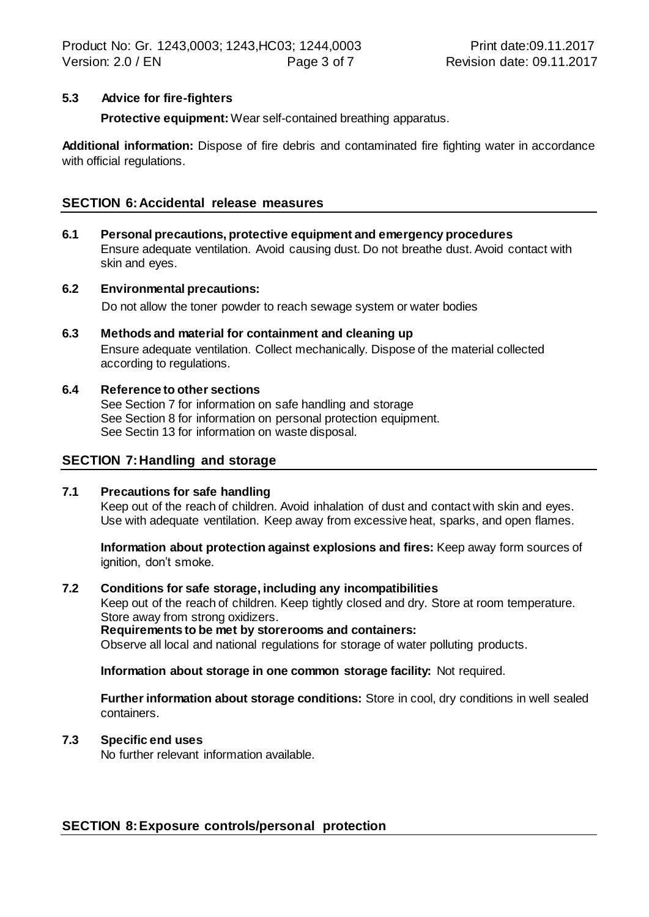### 5.3 Advice for fire-fighters

**Protective equipment:** Wear self-contained breathing apparatus.

**Additional information:** Dispose of fire debris and contaminated fire fighting water in accordance with official regulations.

## SECTION 6: Accidental release measures

### 6.1 Personal precautions, protective equipment and emergency procedures

Ensure adequate ventilation. Avoid causing dust. Do not breathe dust. Avoid contact with skin and eyes.

### 6.2 Environmental precautions:

Do not allow the toner powder to reach sewage system or water bodies

### 6.3 Methods and material for containment and cleaning up

Ensure adequate ventilation. Collect mechanically. Dispose of the material collected according to regulations.

### 6.4 Reference to other sections

See Section 7 for information on safe handling and storage
See Section 8 for information on personal protection equipment.
See Sectin 13 for information on waste disposal.

## SECTION 7: Handling and storage

### 7.1 Precautions for safe handling

Keep out of the reach of children. Avoid inhalation of dust and contact with skin and eyes. Use with adequate ventilation. Keep away from excessive heat, sparks, and open flames.

**Information about protection against explosions and fires:** Keep away form sources of ignition, don't smoke.

### 7.2 Conditions for safe storage, including any incompatibilities

Keep out of the reach of children. Keep tightly closed and dry. Store at room temperature. Store away from strong oxidizers.

**Requirements to be met by storerooms and containers:**

Observe all local and national regulations for storage of water polluting products.

**Information about storage in one common storage facility:** Not required.

**Further information about storage conditions:** Store in cool, dry conditions in well sealed containers.

### 7.3 Specific end uses

No further relevant information available.

## SECTION 8: Exposure controls/personal protection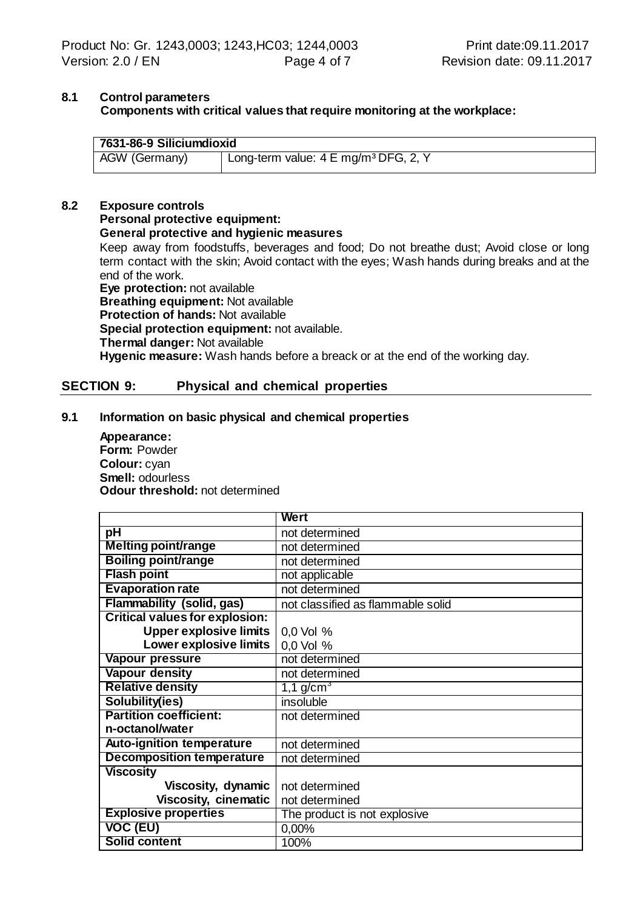**8.1 Control parameters**

**Components with critical values that require monitoring at the workplace:**

| 7631-86-9 Siliciumdioxid | |
|---|---|
| AGW (Germany) | Long-term value: 4 E mg/m³ DFG, 2, Y |

**8.2 Exposure controls**

**Personal protective equipment:**

**General protective and hygienic measures**

Keep away from foodstuffs, beverages and food; Do not breathe dust; Avoid close or long term contact with the skin; Avoid contact with the eyes; Wash hands during breaks and at the end of the work.

**Eye protection:** not available

**Breathing equipment:** Not available

**Protection of hands:** Not available

**Special protection equipment:** not available.

**Thermal danger:** Not available

**Hygenic measure:** Wash hands before a breack or at the end of the working day.

## SECTION 9: Physical and chemical properties

**9.1 Information on basic physical and chemical properties**

**Appearance:**

**Form:** Powder

**Colour:** cyan

**Smell:** odourless

**Odour threshold:** not determined

| | Wert |
|---|---|
| **pH** | not determined |
| **Melting point/range** | not determined |
| **Boiling point/range** | not determined |
| **Flash point** | not applicable |
| **Evaporation rate** | not determined |
| **Flammability (solid, gas)** | not classified as flammable solid |
| **Critical values for explosion:** | |
| **Upper explosive limits** | 0,0 Vol % |
| **Lower explosive limits** | 0,0 Vol % |
| **Vapour pressure** | not determined |
| **Vapour density** | not determined |
| **Relative density** | 1,1 g/cm³ |
| **Solubility(ies)** | insoluble |
| **Partition coefficient: n-octanol/water** | not determined |
| **Auto-ignition temperature** | not determined |
| **Decomposition temperature** | not determined |
| **Viscosity** | |
| **Viscosity, dynamic** | not determined |
| **Viscosity, cinematic** | not determined |
| **Explosive properties** | The product is not explosive |
| **VOC (EU)** | 0,00% |
| **Solid content** | 100% |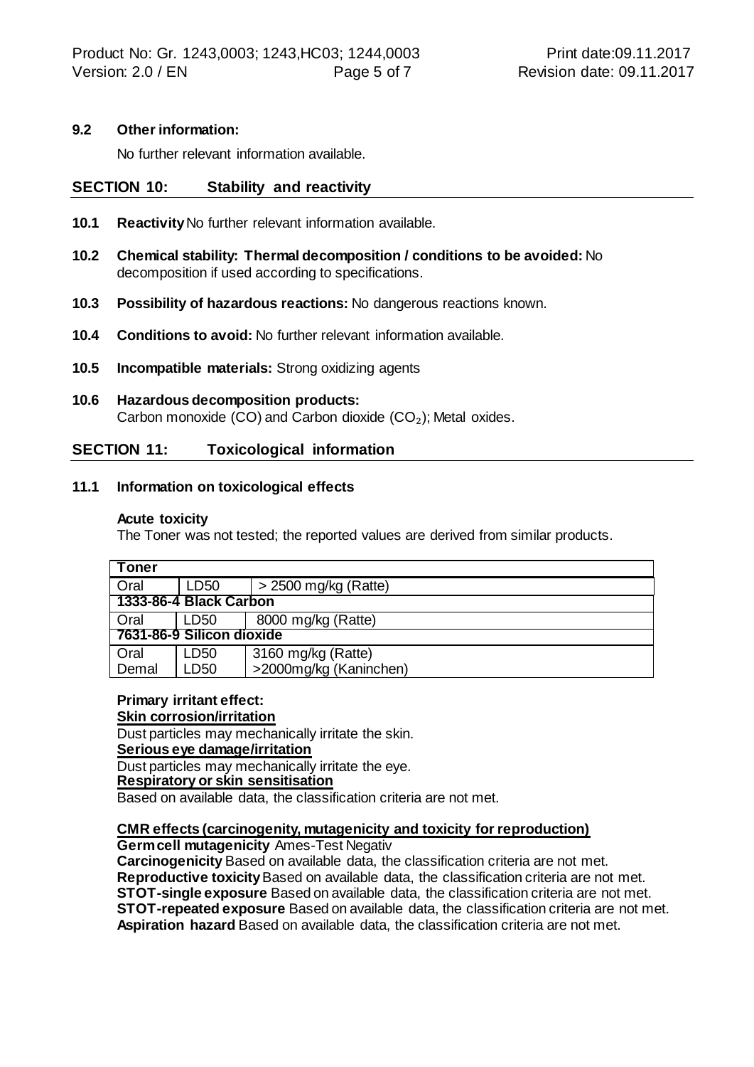**9.2 Other information:**

No further relevant information available.

## SECTION 10: Stability and reactivity

**10.1 Reactivity** No further relevant information available.

**10.2 Chemical stability: Thermal decomposition / conditions to be avoided:** No decomposition if used according to specifications.

**10.3 Possibility of hazardous reactions:** No dangerous reactions known.

**10.4 Conditions to avoid:** No further relevant information available.

**10.5 Incompatible materials:** Strong oxidizing agents

**10.6 Hazardous decomposition products:**
Carbon monoxide (CO) and Carbon dioxide ($CO_2$); Metal oxides.

## SECTION 11: Toxicological information

**11.1 Information on toxicological effects**

**Acute toxicity**

The Toner was not tested; the reported values are derived from similar products.

| **Toner** | | |
|---|---|---|
| Oral | LD50 | > 2500 mg/kg (Ratte) |
| **1333-86-4 Black Carbon** | | |
| Oral | LD50 | 8000 mg/kg (Ratte) |
| **7631-86-9 Silicon dioxide** | | |
| Oral | LD50 | 3160 mg/kg (Ratte) |
| Demal | LD50 | >2000mg/kg (Kaninchen) |

**Primary irritant effect:**

**Skin corrosion/irritation**

Dust particles may mechanically irritate the skin.

**Serious eye damage/irritation**

Dust particles may mechanically irritate the eye.

**Respiratory or skin sensitisation**

Based on available data, the classification criteria are not met.

**CMR effects (carcinogenity, mutagenicity and toxicity for reproduction)**

**Germ cell mutagenicity** Ames-Test Negativ

**Carcinogenicity** Based on available data, the classification criteria are not met.

**Reproductive toxicity** Based on available data, the classification criteria are not met.

**STOT-single exposure** Based on available data, the classification criteria are not met.

**STOT-repeated exposure** Based on available data, the classification criteria are not met.

**Aspiration hazard** Based on available data, the classification criteria are not met.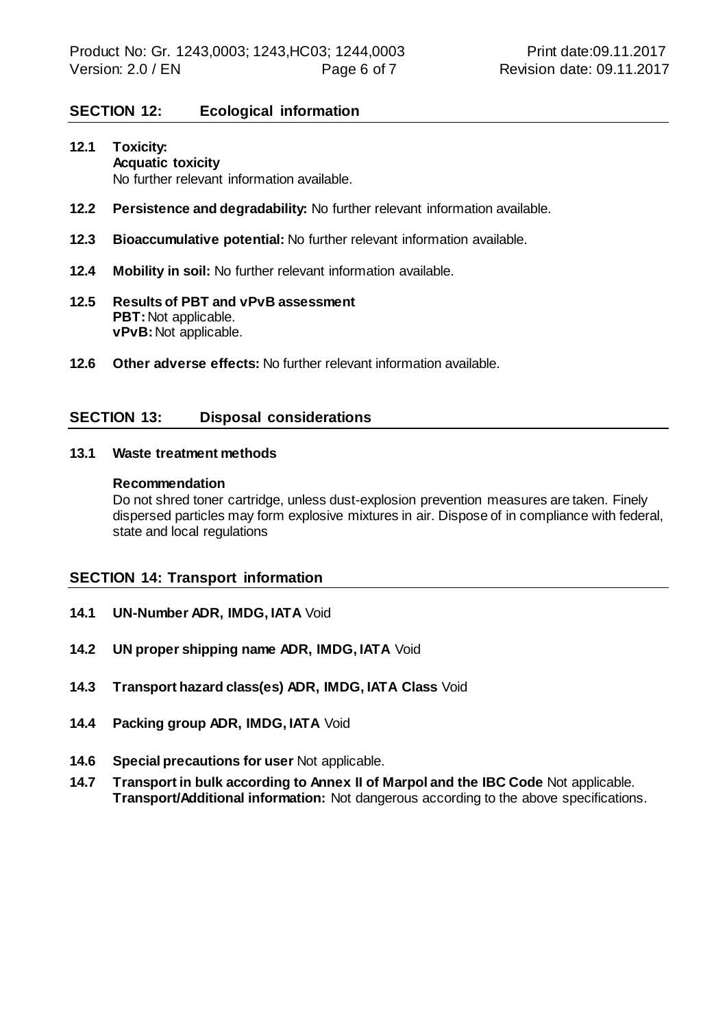## SECTION 12: Ecological information

**12.1 Toxicity:**
**Acquatic toxicity**
No further relevant information available.

**12.2 Persistence and degradability:** No further relevant information available.

**12.3 Bioaccumulative potential:** No further relevant information available.

**12.4 Mobility in soil:** No further relevant information available.

**12.5 Results of PBT and vPvB assessment**
**PBT:** Not applicable.
**vPvB:** Not applicable.

**12.6 Other adverse effects:** No further relevant information available.

## SECTION 13: Disposal considerations

**13.1 Waste treatment methods**

**Recommendation**
Do not shred toner cartridge, unless dust-explosion prevention measures are taken. Finely dispersed particles may form explosive mixtures in air. Dispose of in compliance with federal, state and local regulations

## SECTION 14: Transport information

**14.1 UN-Number ADR, IMDG, IATA** Void

**14.2 UN proper shipping name ADR, IMDG, IATA** Void

**14.3 Transport hazard class(es) ADR, IMDG, IATA Class** Void

**14.4 Packing group ADR, IMDG, IATA** Void

**14.6 Special precautions for user** Not applicable.

**14.7 Transport in bulk according to Annex II of Marpol and the IBC Code** Not applicable.
**Transport/Additional information:** Not dangerous according to the above specifications.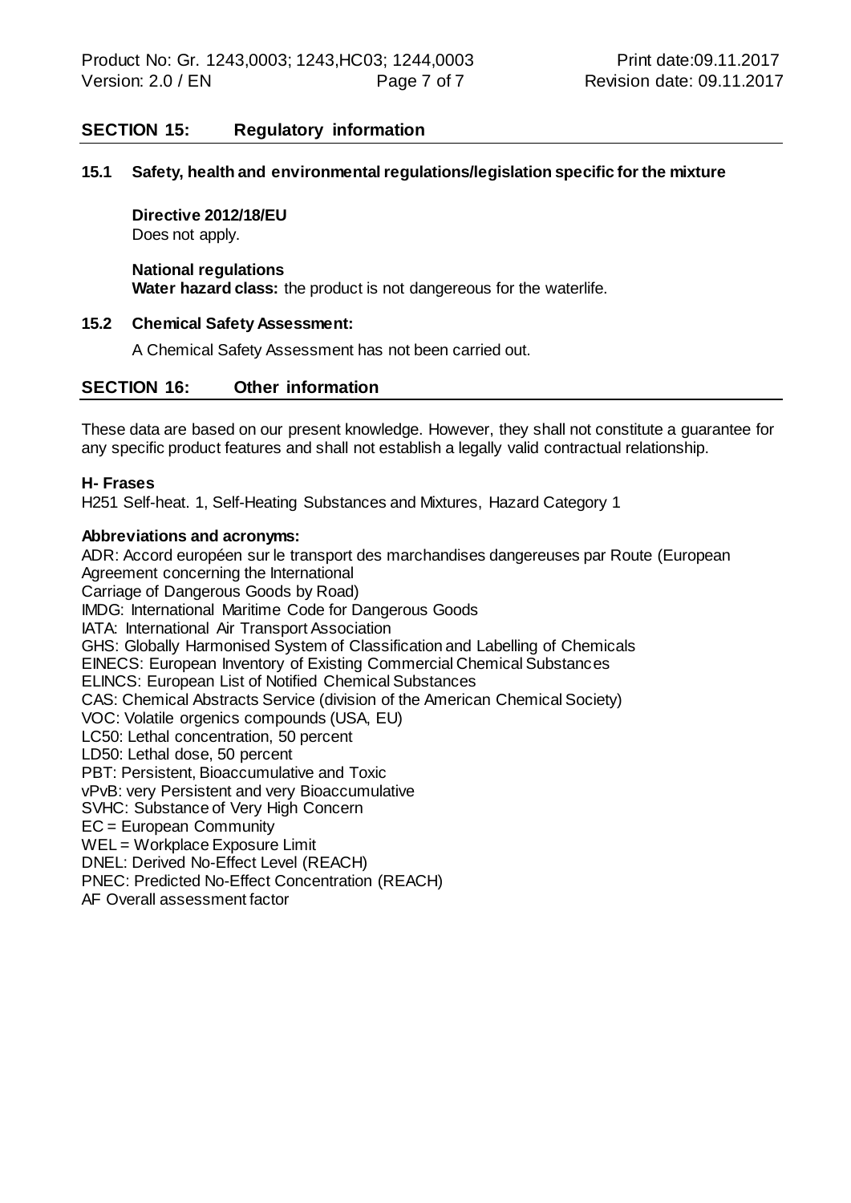## SECTION 15: Regulatory information

### 15.1 Safety, health and environmental regulations/legislation specific for the mixture

**Directive 2012/18/EU**
Does not apply.

**National regulations**
**Water hazard class:** the product is not dangereous for the waterlife.

### 15.2 Chemical Safety Assessment:

A Chemical Safety Assessment has not been carried out.

## SECTION 16: Other information

These data are based on our present knowledge. However, they shall not constitute a guarantee for any specific product features and shall not establish a legally valid contractual relationship.

**H- Frases**
H251 Self-heat. 1, Self-Heating Substances and Mixtures, Hazard Category 1

**Abbreviations and acronyms:**
ADR: Accord européen sur le transport des marchandises dangereuses par Route (European Agreement concerning the International
Carriage of Dangerous Goods by Road)
IMDG: International Maritime Code for Dangerous Goods
IATA: International Air Transport Association
GHS: Globally Harmonised System of Classification and Labelling of Chemicals
EINECS: European Inventory of Existing Commercial Chemical Substances
ELINCS: European List of Notified Chemical Substances
CAS: Chemical Abstracts Service (division of the American Chemical Society)
VOC: Volatile orgenics compounds (USA, EU)
LC50: Lethal concentration, 50 percent
LD50: Lethal dose, 50 percent
PBT: Persistent, Bioaccumulative and Toxic
vPvB: very Persistent and very Bioaccumulative
SVHC: Substance of Very High Concern
EC = European Community
WEL = Workplace Exposure Limit
DNEL: Derived No-Effect Level (REACH)
PNEC: Predicted No-Effect Concentration (REACH)
AF Overall assessment factor